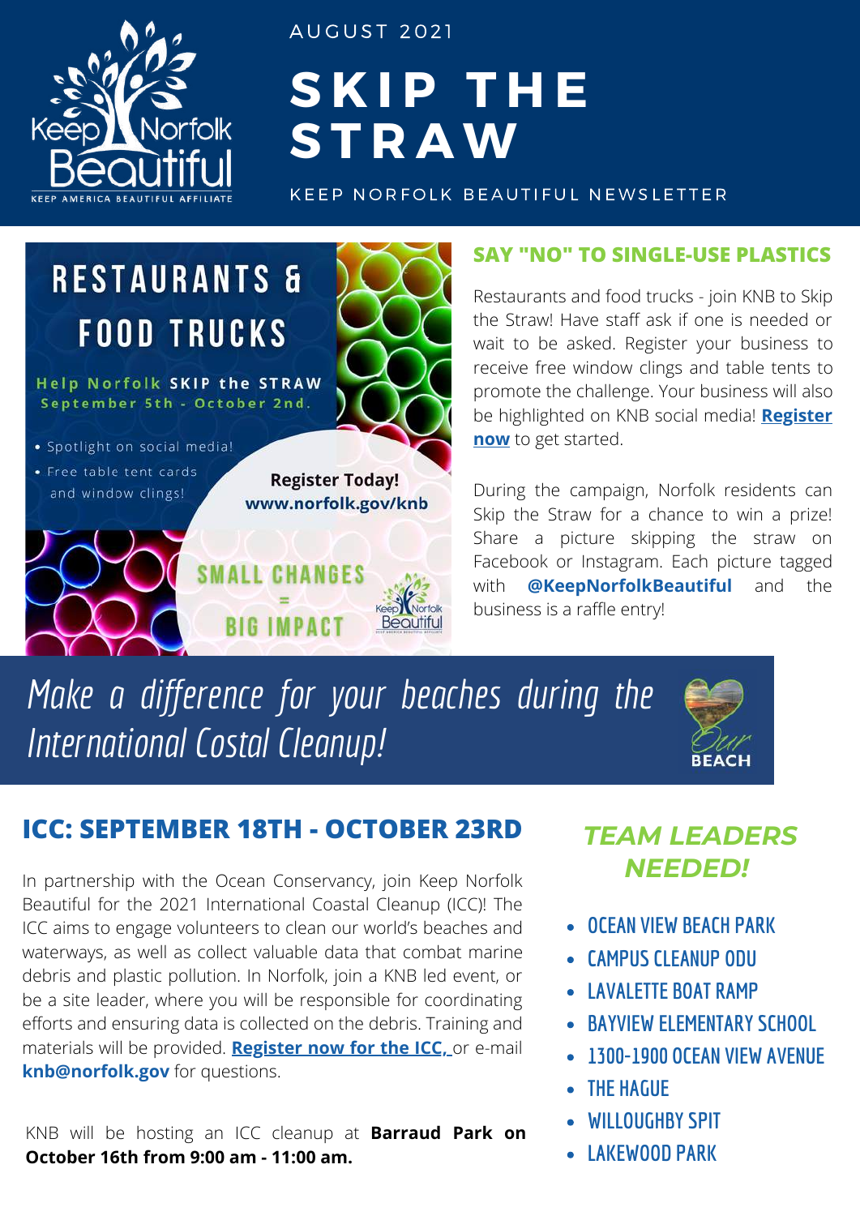AUGUST 2021

# SKIP THE STRAW

KEEP NORFOLK BEAUTIFUL NEWSLETTER

## RESTAURANTS & FOOD TRUCKS

Help Norfolk **SKIP the STRAW**
September 5th - October 2nd.

- Spotlight on social media!
- Free table tent cards and window clings!

**Register Today!**
**www.norfolk.gov/knb**

SMALL CHANGES = BIG IMPACT

## SAY "NO" TO SINGLE-USE PLASTICS

Restaurants and food trucks - join KNB to Skip the Straw! Have staff ask if one is needed or wait to be asked. Register your business to receive free window clings and table tents to promote the challenge. Your business will also be highlighted on KNB social media! **Register now** to get started.

During the campaign, Norfolk residents can Skip the Straw for a chance to win a prize! Share a picture skipping the straw on Facebook or Instagram. Each picture tagged with **@KeepNorfolkBeautiful** and the business is a raffle entry!

*Make a difference for your beaches during the International Costal Cleanup!*

## ICC: SEPTEMBER 18TH - OCTOBER 23RD

In partnership with the Ocean Conservancy, join Keep Norfolk Beautiful for the 2021 International Coastal Cleanup (ICC)! The ICC aims to engage volunteers to clean our world's beaches and waterways, as well as collect valuable data that combat marine debris and plastic pollution. In Norfolk, join a KNB led event, or be a site leader, where you will be responsible for coordinating efforts and ensuring data is collected on the debris. Training and materials will be provided. **Register now for the ICC,** or e-mail **knb@norfolk.gov** for questions.

KNB will be hosting an ICC cleanup at **Barraud Park on October 16th from 9:00 am - 11:00 am.**

## *TEAM LEADERS NEEDED!*

- OCEAN VIEW BEACH PARK
- CAMPUS CLEANUP ODU
- LAVALETTE BOAT RAMP
- BAYVIEW ELEMENTARY SCHOOL
- 1300-1900 OCEAN VIEW AVENUE
- THE HAGUE
- WILLOUGHBY SPIT
- LAKEWOOD PARK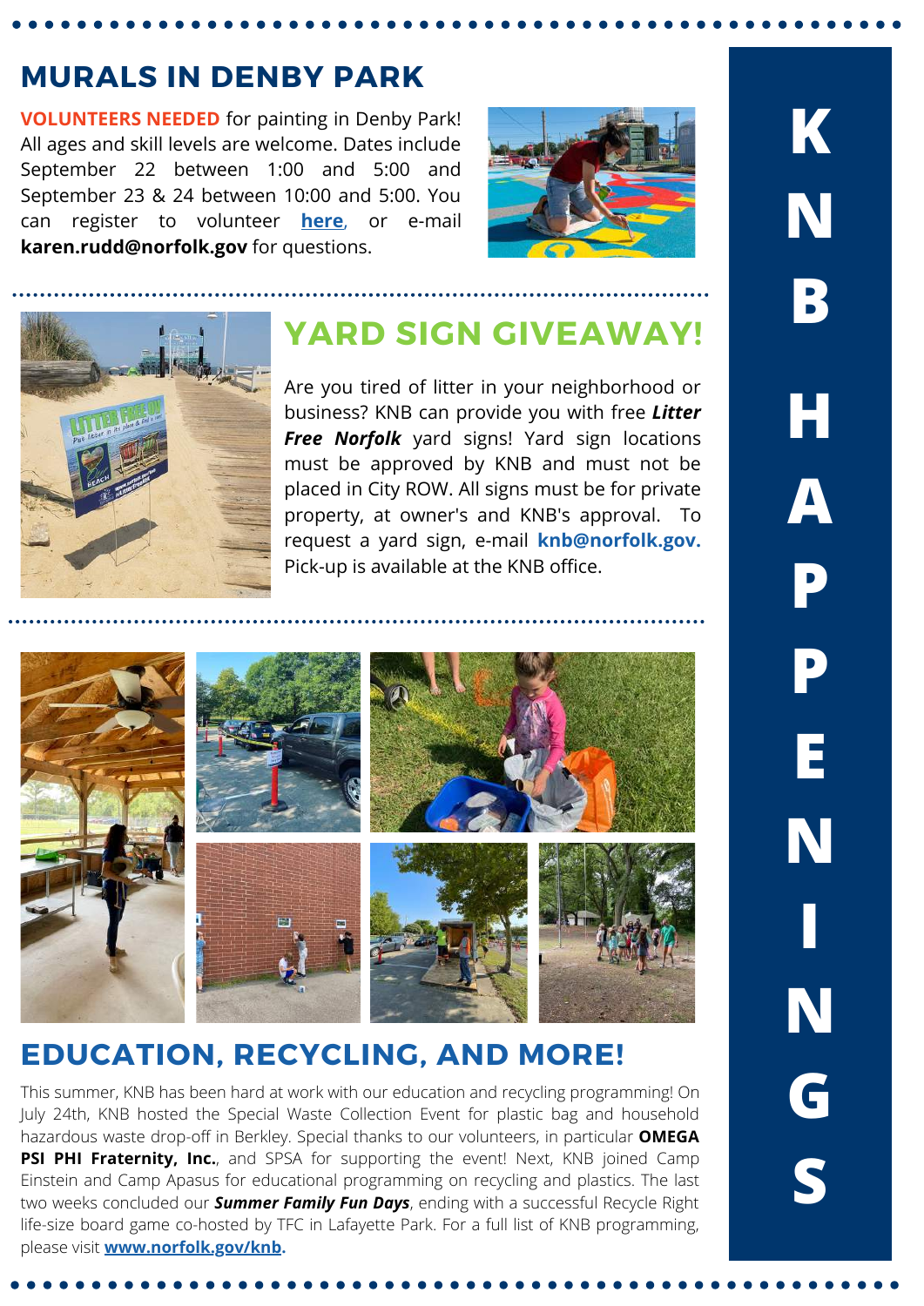## MURALS IN DENBY PARK

**VOLUNTEERS NEEDED** for painting in Denby Park! All ages and skill levels are welcome. Dates include September 22 between 1:00 and 5:00 and September 23 & 24 between 10:00 and 5:00. You can register to volunteer **here**, or e-mail **karen.rudd@norfolk.gov** for questions.

## YARD SIGN GIVEAWAY!

Are you tired of litter in your neighborhood or business? KNB can provide you with free ***Litter Free Norfolk*** yard signs! Yard sign locations must be approved by KNB and must not be placed in City ROW. All signs must be for private property, at owner's and KNB's approval. To request a yard sign, e-mail **knb@norfolk.gov.** Pick-up is available at the KNB office.

## EDUCATION, RECYCLING, AND MORE!

This summer, KNB has been hard at work with our education and recycling programming! On July 24th, KNB hosted the Special Waste Collection Event for plastic bag and household hazardous waste drop-off in Berkley. Special thanks to our volunteers, in particular **OMEGA PSI PHI Fraternity, Inc.**, and SPSA for supporting the event! Next, KNB joined Camp Einstein and Camp Apasus for educational programming on recycling and plastics. The last two weeks concluded our ***Summer Family Fun Days***, ending with a successful Recycle Right life-size board game co-hosted by TFC in Lafayette Park. For a full list of KNB programming, please visit **www.norfolk.gov/knb.**

KNB HAPPENINGS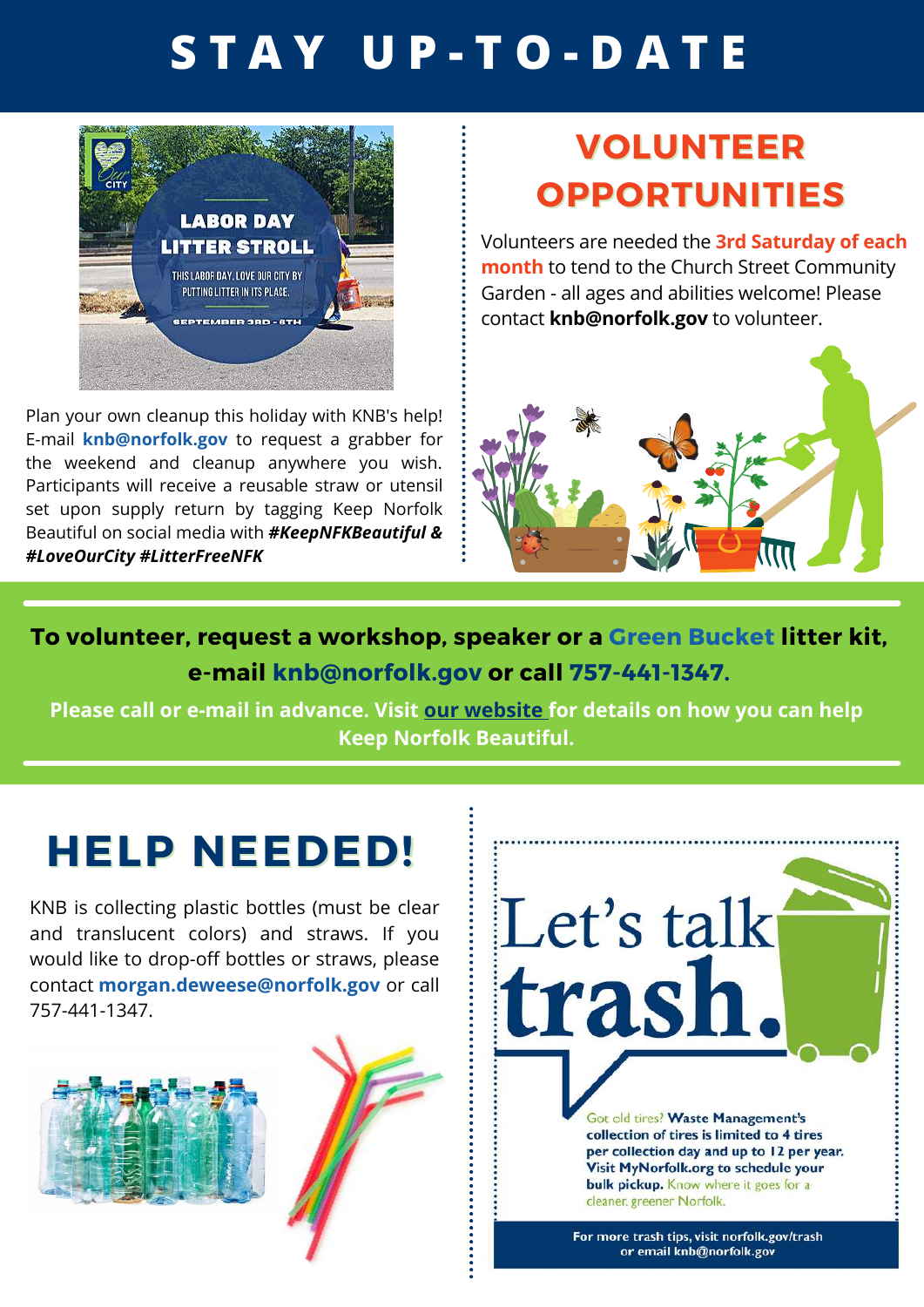# STAY UP-TO-DATE

LABOR DAY LITTER STROLL

THIS LABOR DAY, LOVE OUR CITY BY PUTTING LITTER IN ITS PLACE.

SEPTEMBER 3RD - 6TH

Plan your own cleanup this holiday with KNB's help! E-mail **knb@norfolk.gov** to request a grabber for the weekend and cleanup anywhere you wish. Participants will receive a reusable straw or utensil set upon supply return by tagging Keep Norfolk Beautiful on social media with ***#KeepNFKBeautiful & #LoveOurCity #LitterFreeNFK***

## VOLUNTEER OPPORTUNITIES

Volunteers are needed the **3rd Saturday of each month** to tend to the Church Street Community Garden - all ages and abilities welcome! Please contact **knb@norfolk.gov** to volunteer.

**To volunteer, request a workshop, speaker or a Green Bucket litter kit, e-mail knb@norfolk.gov or call 757-441-1347.**

**Please call or e-mail in advance. Visit our website for details on how you can help Keep Norfolk Beautiful.**

## HELP NEEDED!

KNB is collecting plastic bottles (must be clear and translucent colors) and straws. If you would like to drop-off bottles or straws, please contact **morgan.deweese@norfolk.gov** or call 757-441-1347.

## Let's talk trash.

Got old tires? **Waste Management's collection of tires is limited to 4 tires per collection day and up to 12 per year. Visit MyNorfolk.org to schedule your bulk pickup.** Know where it goes for a cleaner, greener Norfolk.

**For more trash tips, visit norfolk.gov/trash or email knb@norfolk.gov**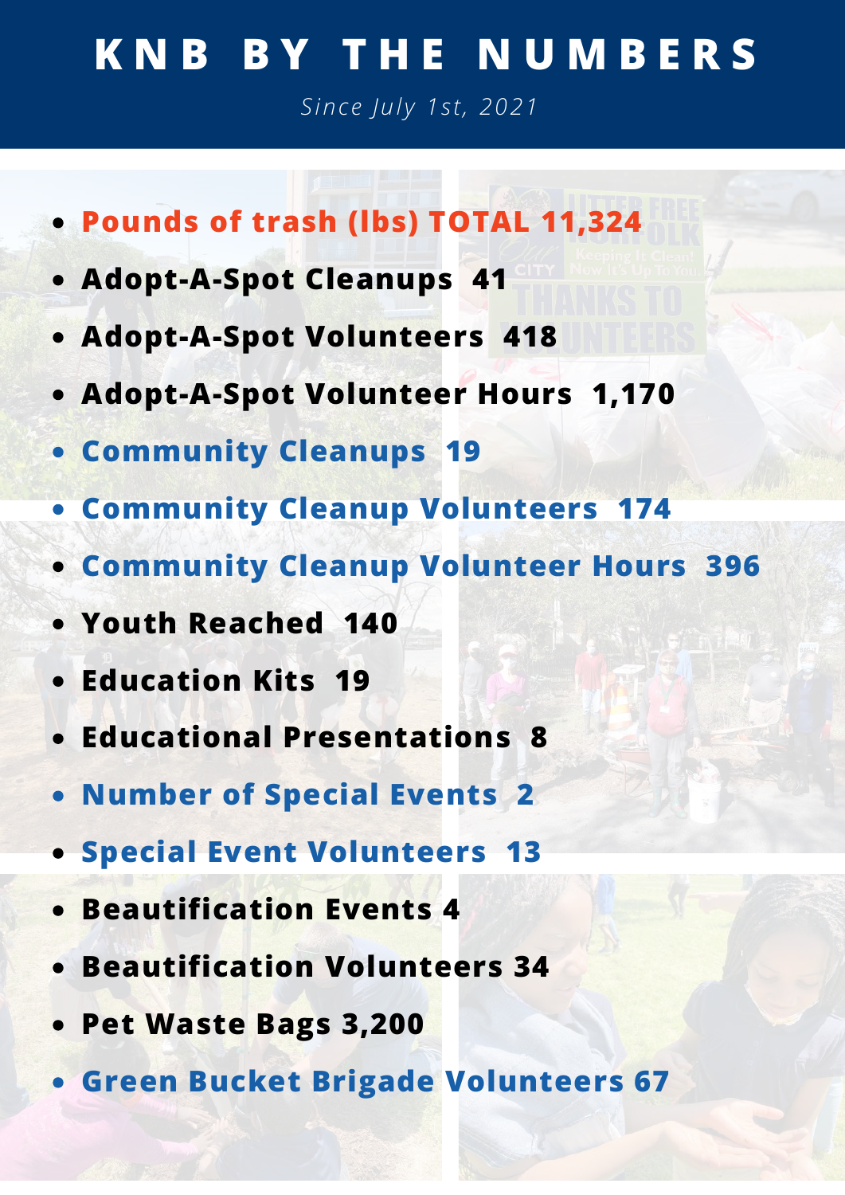# KNB BY THE NUMBERS

*Since July 1st, 2021*

- **Pounds of trash (lbs) TOTAL 11,324**
- **Adopt-A-Spot Cleanups 41**
- **Adopt-A-Spot Volunteers 418**
- **Adopt-A-Spot Volunteer Hours 1,170**
- **Community Cleanups 19**
- **Community Cleanup Volunteers 174**
- **Community Cleanup Volunteer Hours 396**
- **Youth Reached 140**
- **Education Kits 19**
- **Educational Presentations 8**
- **Number of Special Events 2**
- **Special Event Volunteers 13**
- **Beautification Events 4**
- **Beautification Volunteers 34**
- **Pet Waste Bags 3,200**
- **Green Bucket Brigade Volunteers 67**